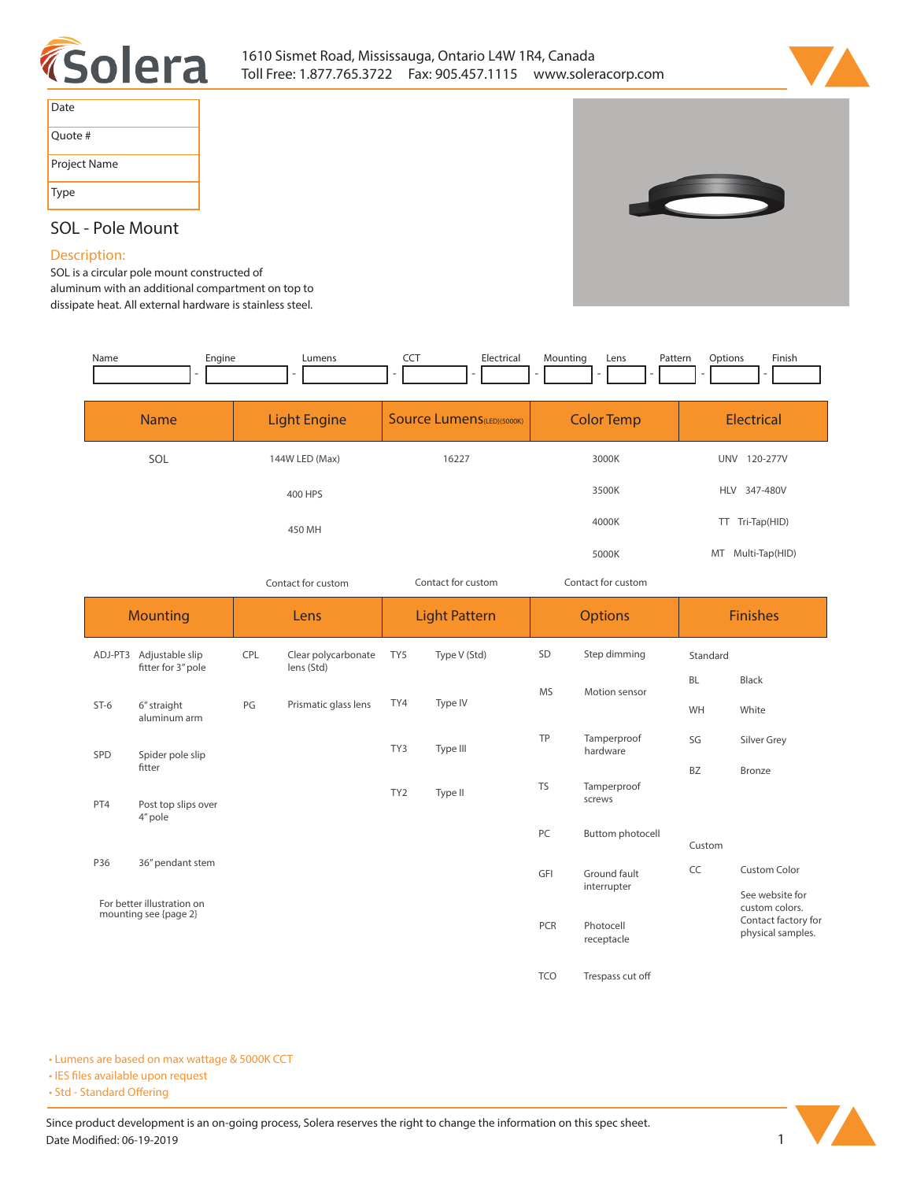# Solera

1610 Sismet Road, Mississauga, Ontario L4W 1R4, Canada
Toll Free: 1.877.765.3722 Fax: 905.457.1115 www.soleracorp.com

| Date |
|---|
| Quote # |
| Project Name |
| Type |

## SOL - Pole Mount

### Description:

SOL is a circular pole mount constructed of aluminum with an additional compartment on top to dissipate heat. All external hardware is stainless steel.

| Name | Engine | Lumens | CCT | Electrical | Mounting | Lens | Pattern | Options | Finish |
|---|---|---|---|---|---|---|---|---|---|
| | | | | | | | | | |

| Name | Light Engine | Source Lumens(LED)(5000K) | Color Temp | Electrical |
|---|---|---|---|---|
| SOL | 144W LED (Max) | 16227 | 3000K | UNV 120-277V |
| | 400 HPS | | 3500K | HLV 347-480V |
| | 450 MH | | 4000K | TT Tri-Tap(HID) |
| | | | 5000K | MT Multi-Tap(HID) |
| | Contact for custom | Contact for custom | Contact for custom | |

| Mounting | | Lens | | Light Pattern | | Options | | Finishes | |
|---|---|---|---|---|---|---|---|---|---|
| ADJ-PT3 | Adjustable slip fitter for 3" pole | CPL | Clear polycarbonate lens (Std) | TY5 | Type V (Std) | SD | Step dimming | Standard | |
| ST-6 | 6" straight aluminum arm | PG | Prismatic glass lens | TY4 | Type IV | MS | Motion sensor | BL | Black |
| SPD | Spider pole slip fitter | | | TY3 | Type III | TP | Tamperproof hardware | WH | White |
| PT4 | Post top slips over 4" pole | | | TY2 | Type II | TS | Tamperproof screws | SG | Silver Grey |
| P36 | 36" pendant stem | | | | | PC | Buttom photocell | BZ | Bronze |
| For better illustration on mounting see (page 2) | | | | | | GFI | Ground fault interrupter | Custom | |
| | | | | | | PCR | Photocell receptacle | CC | Custom Color |
| | | | | | | TCO | Trespass cut off | | See website for custom colors. Contact factory for physical samples. |

- Lumens are based on max wattage & 5000K CCT
- IES files available upon request
- Std - Standard Offering

Since product development is an on-going process, Solera reserves the right to change the information on this spec sheet.
Date Modified: 06-19-2019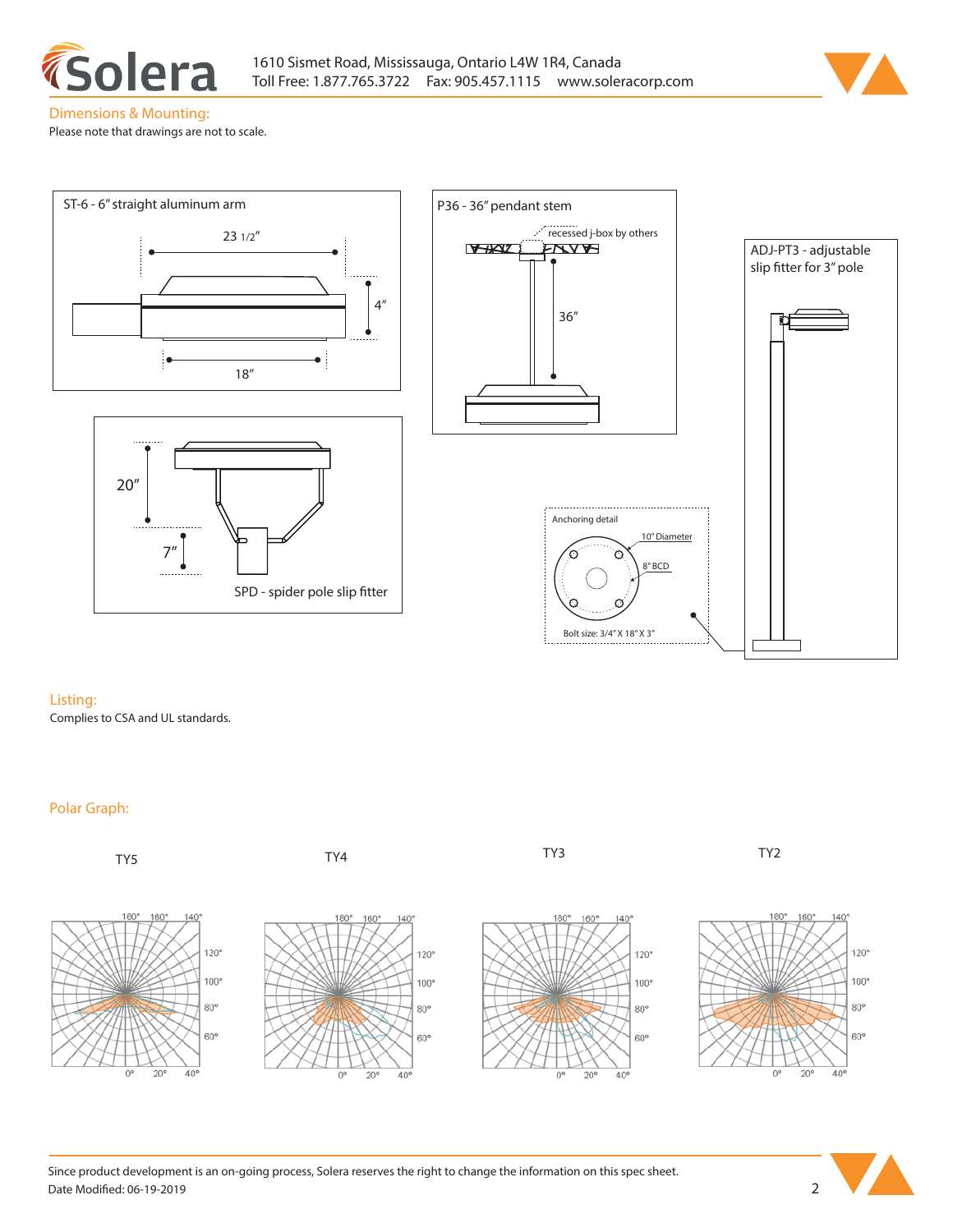1610 Sismet Road, Mississauga, Ontario L4W 1R4, Canada
Toll Free: 1.877.765.3722 Fax: 905.457.1115 www.soleracorp.com

## Dimensions & Mounting:

Please note that drawings are not to scale.

ST-6 - 6" straight aluminum arm

23 1/2"

4"

18"

P36 - 36" pendant stem

recessed j-box by others

36"

ADJ-PT3 - adjustable slip fitter for 3" pole

20"

7"

SPD - spider pole slip fitter

Anchoring detail

10" Diameter

8" BCD

Bolt size: 3/4" X 18" X 3"

## Listing:

Complies to CSA and UL standards.

## Polar Graph:

TY5

180° 160° 140°
120°
100°
80°
60°
0° 20° 40°

TY4

180° 160° 140°
120°
100°
80°
60°
0° 20° 40°

TY3

180° 160° 140°
120°
100°
80°
60°
0° 20° 40°

TY2

180° 160° 140°
120°
100°
80°
60°
0° 20° 40°

Since product development is an on-going process, Solera reserves the right to change the information on this spec sheet.
Date Modified: 06-19-2019